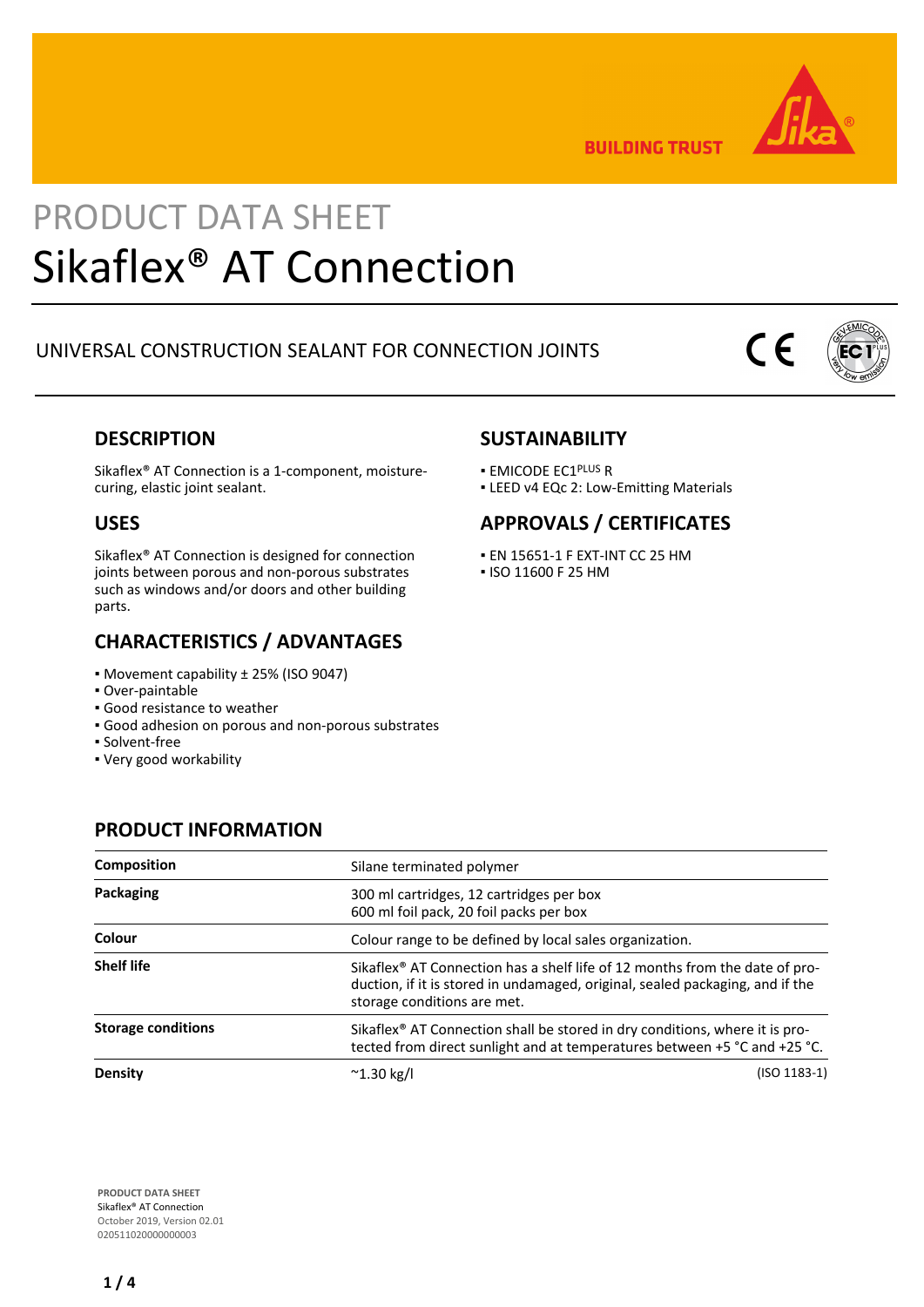BUILDING TRUST

# PRODUCT DATA SHEET
# Sikaflex® AT Connection

UNIVERSAL CONSTRUCTION SEALANT FOR CONNECTION JOINTS

## DESCRIPTION

Sikaflex® AT Connection is a 1-component, moisture-curing, elastic joint sealant.

## USES

Sikaflex® AT Connection is designed for connection joints between porous and non-porous substrates such as windows and/or doors and other building parts.

## CHARACTERISTICS / ADVANTAGES

- Movement capability ± 25% (ISO 9047)
- Over-paintable
- Good resistance to weather
- Good adhesion on porous and non-porous substrates
- Solvent-free
- Very good workability

## SUSTAINABILITY

- EMICODE EC1$^{PLUS}$ R
- LEED v4 EQc 2: Low-Emitting Materials

## APPROVALS / CERTIFICATES

- EN 15651-1 F EXT-INT CC 25 HM
- ISO 11600 F 25 HM

## PRODUCT INFORMATION

| | |
|---|---|
| **Composition** | Silane terminated polymer |
| **Packaging** | 300 ml cartridges, 12 cartridges per box<br>600 ml foil pack, 20 foil packs per box |
| **Colour** | Colour range to be defined by local sales organization. |
| **Shelf life** | Sikaflex® AT Connection has a shelf life of 12 months from the date of production, if it is stored in undamaged, original, sealed packaging, and if the storage conditions are met. |
| **Storage conditions** | Sikaflex® AT Connection shall be stored in dry conditions, where it is protected from direct sunlight and at temperatures between +5 °C and +25 °C. |
| **Density** | ~1.30 kg/l (ISO 1183-1) |

PRODUCT DATA SHEET
Sikaflex® AT Connection
October 2019, Version 02.01
020511020000000003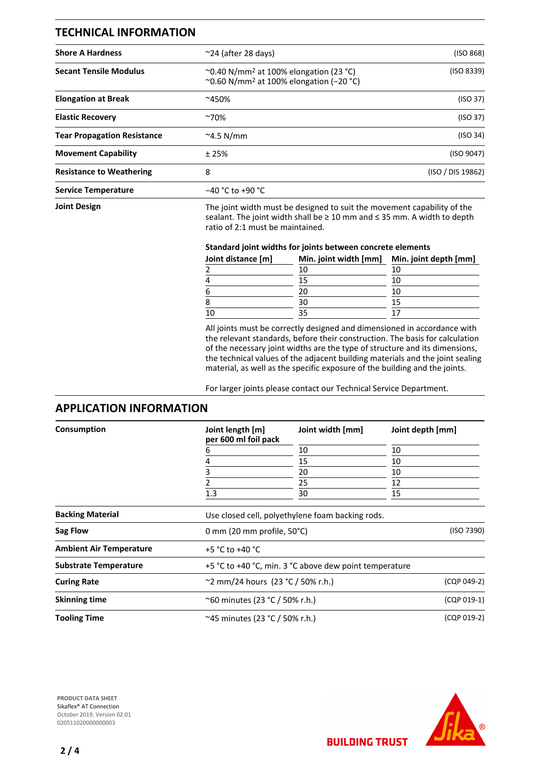## TECHNICAL INFORMATION

| | | |
|---|---|---|
| **Shore A Hardness** | ~24 (after 28 days) | (ISO 868) |
| **Secant Tensile Modulus** | ~0.40 N/mm² at 100% elongation (23 °C)<br>~0.60 N/mm² at 100% elongation (−20 °C) | (ISO 8339) |
| **Elongation at Break** | ~450% | (ISO 37) |
| **Elastic Recovery** | ~70% | (ISO 37) |
| **Tear Propagation Resistance** | ~4.5 N/mm | (ISO 34) |
| **Movement Capability** | ± 25% | (ISO 9047) |
| **Resistance to Weathering** | 8 | (ISO / DIS 19862) |
| **Service Temperature** | −40 °C to +90 °C | |

**Joint Design**

The joint width must be designed to suit the movement capability of the sealant. The joint width shall be ≥ 10 mm and ≤ 35 mm. A width to depth ratio of 2:1 must be maintained.

**Standard joint widths for joints between concrete elements**

| Joint distance [m] | Min. joint width [mm] | Min. joint depth [mm] |
|---|---|---|
| 2 | 10 | 10 |
| 4 | 15 | 10 |
| 6 | 20 | 10 |
| 8 | 30 | 15 |
| 10 | 35 | 17 |

All joints must be correctly designed and dimensioned in accordance with the relevant standards, before their construction. The basis for calculation of the necessary joint widths are the type of structure and its dimensions, the technical values of the adjacent building materials and the joint sealing material, as well as the specific exposure of the building and the joints.

For larger joints please contact our Technical Service Department.

## APPLICATION INFORMATION

**Consumption**

| Joint length [m] per 600 ml foil pack | Joint width [mm] | Joint depth [mm] |
|---|---|---|
| 6 | 10 | 10 |
| 4 | 15 | 10 |
| 3 | 20 | 10 |
| 2 | 25 | 12 |
| 1.3 | 30 | 15 |

| | | |
|---|---|---|
| **Backing Material** | Use closed cell, polyethylene foam backing rods. | |
| **Sag Flow** | 0 mm (20 mm profile, 50°C) | (ISO 7390) |
| **Ambient Air Temperature** | +5 °C to +40 °C | |
| **Substrate Temperature** | +5 °C to +40 °C, min. 3 °C above dew point temperature | |
| **Curing Rate** | ~2 mm/24 hours (23 °C / 50% r.h.) | (CQP 049-2) |
| **Skinning time** | ~60 minutes (23 °C / 50% r.h.) | (CQP 019-1) |
| **Tooling Time** | ~45 minutes (23 °C / 50% r.h.) | (CQP 019-2) |

**PRODUCT DATA SHEET**
Sikaflex® AT Connection
October 2019, Version 02.01
020511020000000003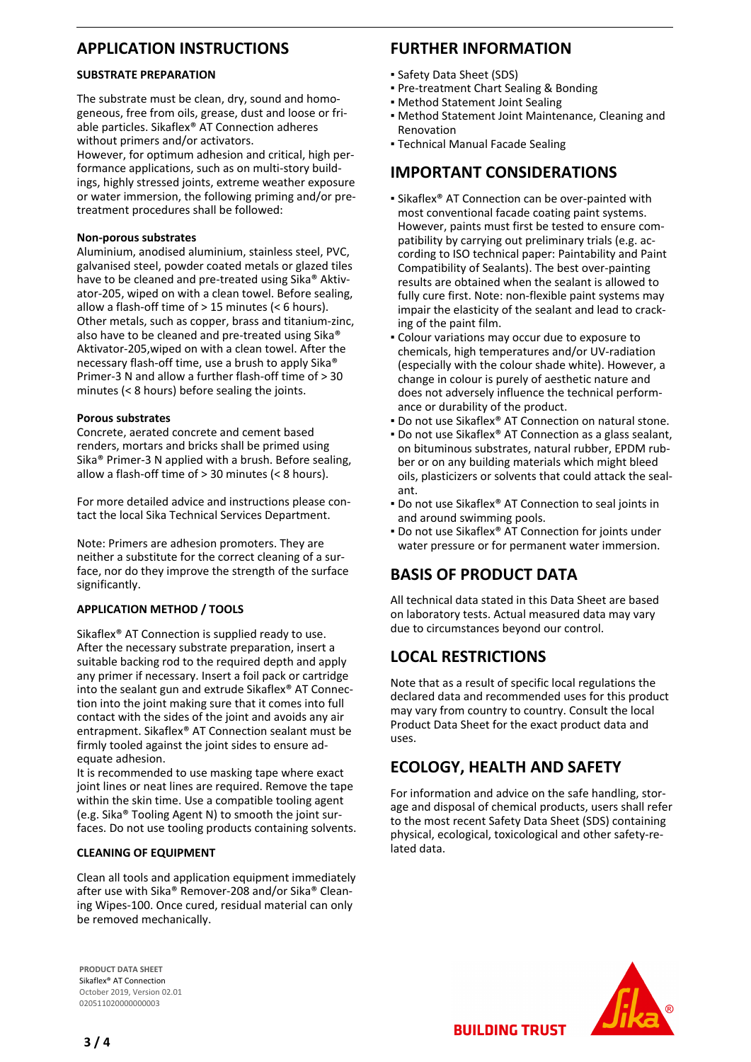## APPLICATION INSTRUCTIONS

### SUBSTRATE PREPARATION

The substrate must be clean, dry, sound and homogeneous, free from oils, grease, dust and loose or friable particles. Sikaflex® AT Connection adheres without primers and/or activators.
However, for optimum adhesion and critical, high performance applications, such as on multi-story buildings, highly stressed joints, extreme weather exposure or water immersion, the following priming and/or pre-treatment procedures shall be followed:

**Non-porous substrates**
Aluminium, anodised aluminium, stainless steel, PVC, galvanised steel, powder coated metals or glazed tiles have to be cleaned and pre-treated using Sika® Aktivator-205, wiped on with a clean towel. Before sealing, allow a flash-off time of > 15 minutes (< 6 hours).
Other metals, such as copper, brass and titanium-zinc, also have to be cleaned and pre-treated using Sika® Aktivator-205,wiped on with a clean towel. After the necessary flash-off time, use a brush to apply Sika® Primer-3 N and allow a further flash-off time of > 30 minutes (< 8 hours) before sealing the joints.

**Porous substrates**
Concrete, aerated concrete and cement based renders, mortars and bricks shall be primed using Sika® Primer-3 N applied with a brush. Before sealing, allow a flash-off time of > 30 minutes (< 8 hours).

For more detailed advice and instructions please contact the local Sika Technical Services Department.

Note: Primers are adhesion promoters. They are neither a substitute for the correct cleaning of a surface, nor do they improve the strength of the surface significantly.

### APPLICATION METHOD / TOOLS

Sikaflex® AT Connection is supplied ready to use.
After the necessary substrate preparation, insert a suitable backing rod to the required depth and apply any primer if necessary. Insert a foil pack or cartridge into the sealant gun and extrude Sikaflex® AT Connection into the joint making sure that it comes into full contact with the sides of the joint and avoids any air entrapment. Sikaflex® AT Connection sealant must be firmly tooled against the joint sides to ensure adequate adhesion.
It is recommended to use masking tape where exact joint lines or neat lines are required. Remove the tape within the skin time. Use a compatible tooling agent (e.g. Sika® Tooling Agent N) to smooth the joint surfaces. Do not use tooling products containing solvents.

### CLEANING OF EQUIPMENT

Clean all tools and application equipment immediately after use with Sika® Remover-208 and/or Sika® Cleaning Wipes-100. Once cured, residual material can only be removed mechanically.

## FURTHER INFORMATION

- Safety Data Sheet (SDS)
- Pre-treatment Chart Sealing & Bonding
- Method Statement Joint Sealing
- Method Statement Joint Maintenance, Cleaning and Renovation
- Technical Manual Facade Sealing

## IMPORTANT CONSIDERATIONS

- Sikaflex® AT Connection can be over-painted with most conventional facade coating paint systems. However, paints must first be tested to ensure compatibility by carrying out preliminary trials (e.g. according to ISO technical paper: Paintability and Paint Compatibility of Sealants). The best over-painting results are obtained when the sealant is allowed to fully cure first. Note: non-flexible paint systems may impair the elasticity of the sealant and lead to cracking of the paint film.
- Colour variations may occur due to exposure to chemicals, high temperatures and/or UV-radiation (especially with the colour shade white). However, a change in colour is purely of aesthetic nature and does not adversely influence the technical performance or durability of the product.
- Do not use Sikaflex® AT Connection on natural stone.
- Do not use Sikaflex® AT Connection as a glass sealant, on bituminous substrates, natural rubber, EPDM rubber or on any building materials which might bleed oils, plasticizers or solvents that could attack the sealant.
- Do not use Sikaflex® AT Connection to seal joints in and around swimming pools.
- Do not use Sikaflex® AT Connection for joints under water pressure or for permanent water immersion.

## BASIS OF PRODUCT DATA

All technical data stated in this Data Sheet are based on laboratory tests. Actual measured data may vary due to circumstances beyond our control.

## LOCAL RESTRICTIONS

Note that as a result of specific local regulations the declared data and recommended uses for this product may vary from country to country. Consult the local Product Data Sheet for the exact product data and uses.

## ECOLOGY, HEALTH AND SAFETY

For information and advice on the safe handling, storage and disposal of chemical products, users shall refer to the most recent Safety Data Sheet (SDS) containing physical, ecological, toxicological and other safety-related data.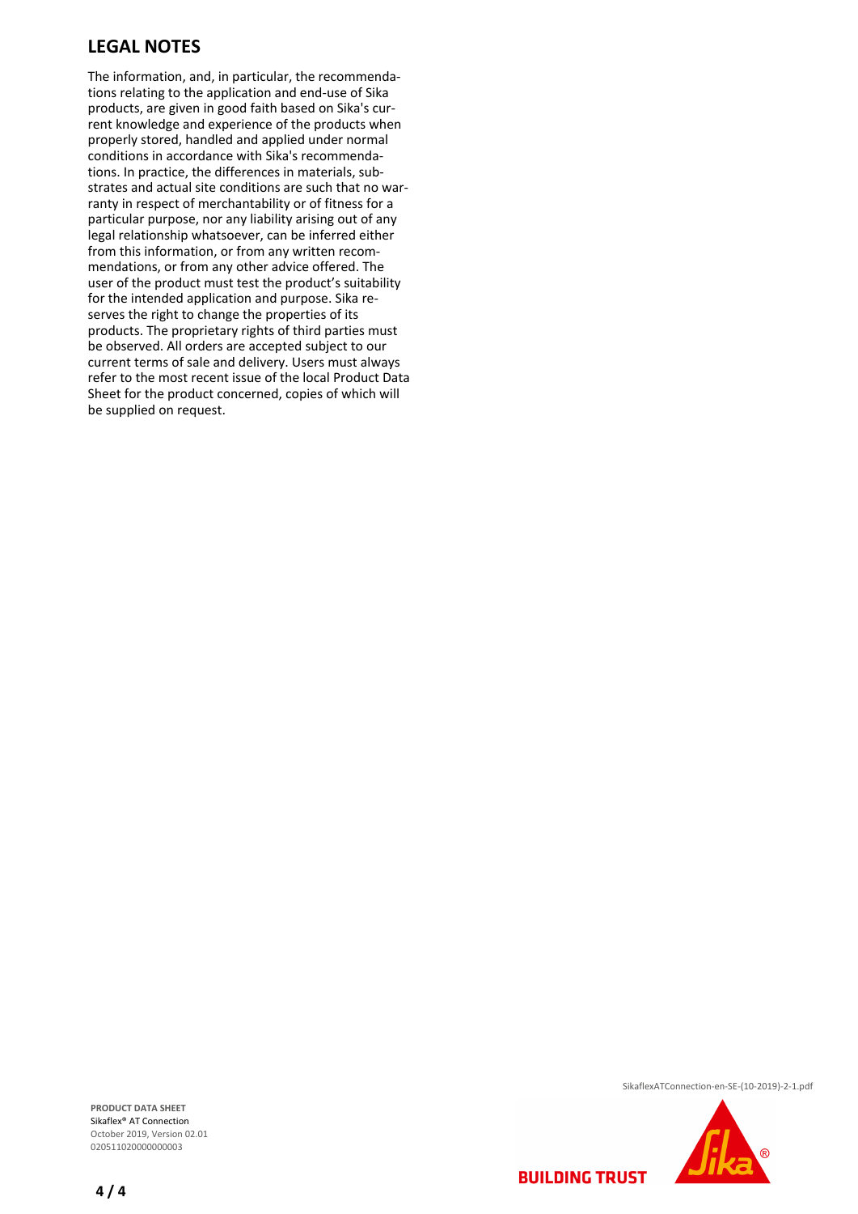## LEGAL NOTES

The information, and, in particular, the recommendations relating to the application and end-use of Sika products, are given in good faith based on Sika's current knowledge and experience of the products when properly stored, handled and applied under normal conditions in accordance with Sika's recommendations. In practice, the differences in materials, substrates and actual site conditions are such that no warranty in respect of merchantability or of fitness for a particular purpose, nor any liability arising out of any legal relationship whatsoever, can be inferred either from this information, or from any written recommendations, or from any other advice offered. The user of the product must test the product's suitability for the intended application and purpose. Sika reserves the right to change the properties of its products. The proprietary rights of third parties must be observed. All orders are accepted subject to our current terms of sale and delivery. Users must always refer to the most recent issue of the local Product Data Sheet for the product concerned, copies of which will be supplied on request.